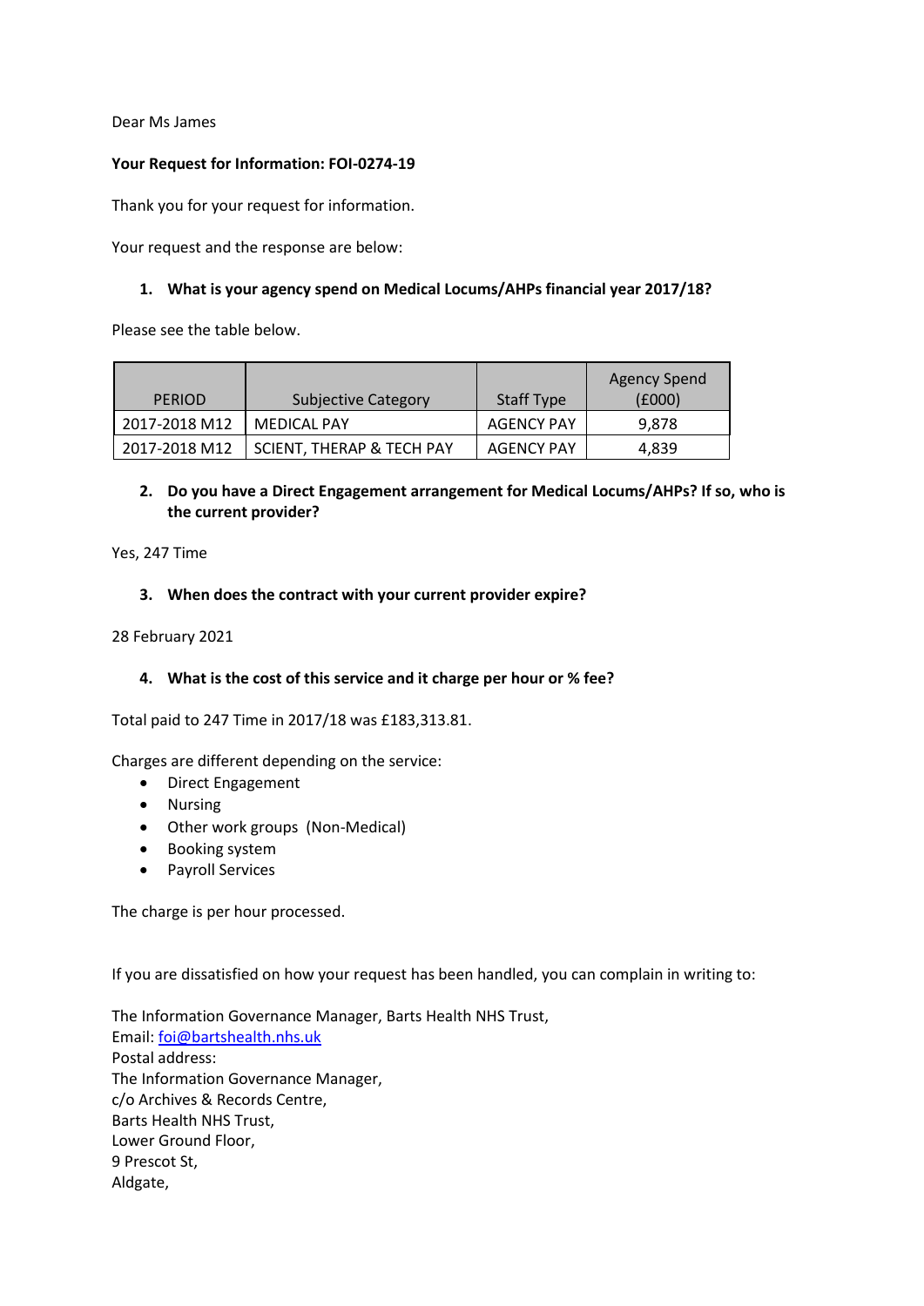Dear Ms James

**Your Request for Information: FOI-0274-19**

Thank you for your request for information.

Your request and the response are below:

1. **What is your agency spend on Medical Locums/AHPs financial year 2017/18?**

Please see the table below.

| PERIOD | Subjective Category | Staff Type | Agency Spend (£000) |
|---|---|---|---|
| 2017-2018 M12 | MEDICAL PAY | AGENCY PAY | 9,878 |
| 2017-2018 M12 | SCIENT, THERAP & TECH PAY | AGENCY PAY | 4,839 |

2. **Do you have a Direct Engagement arrangement for Medical Locums/AHPs? If so, who is the current provider?**

Yes, 247 Time

3. **When does the contract with your current provider expire?**

28 February 2021

4. **What is the cost of this service and it charge per hour or % fee?**

Total paid to 247 Time in 2017/18 was £183,313.81.

Charges are different depending on the service:

- Direct Engagement
- Nursing
- Other work groups (Non-Medical)
- Booking system
- Payroll Services

The charge is per hour processed.

If you are dissatisfied on how your request has been handled, you can complain in writing to:

The Information Governance Manager, Barts Health NHS Trust,
Email: foi@bartshealth.nhs.uk
Postal address:
The Information Governance Manager,
c/o Archives & Records Centre,
Barts Health NHS Trust,
Lower Ground Floor,
9 Prescot St,
Aldgate,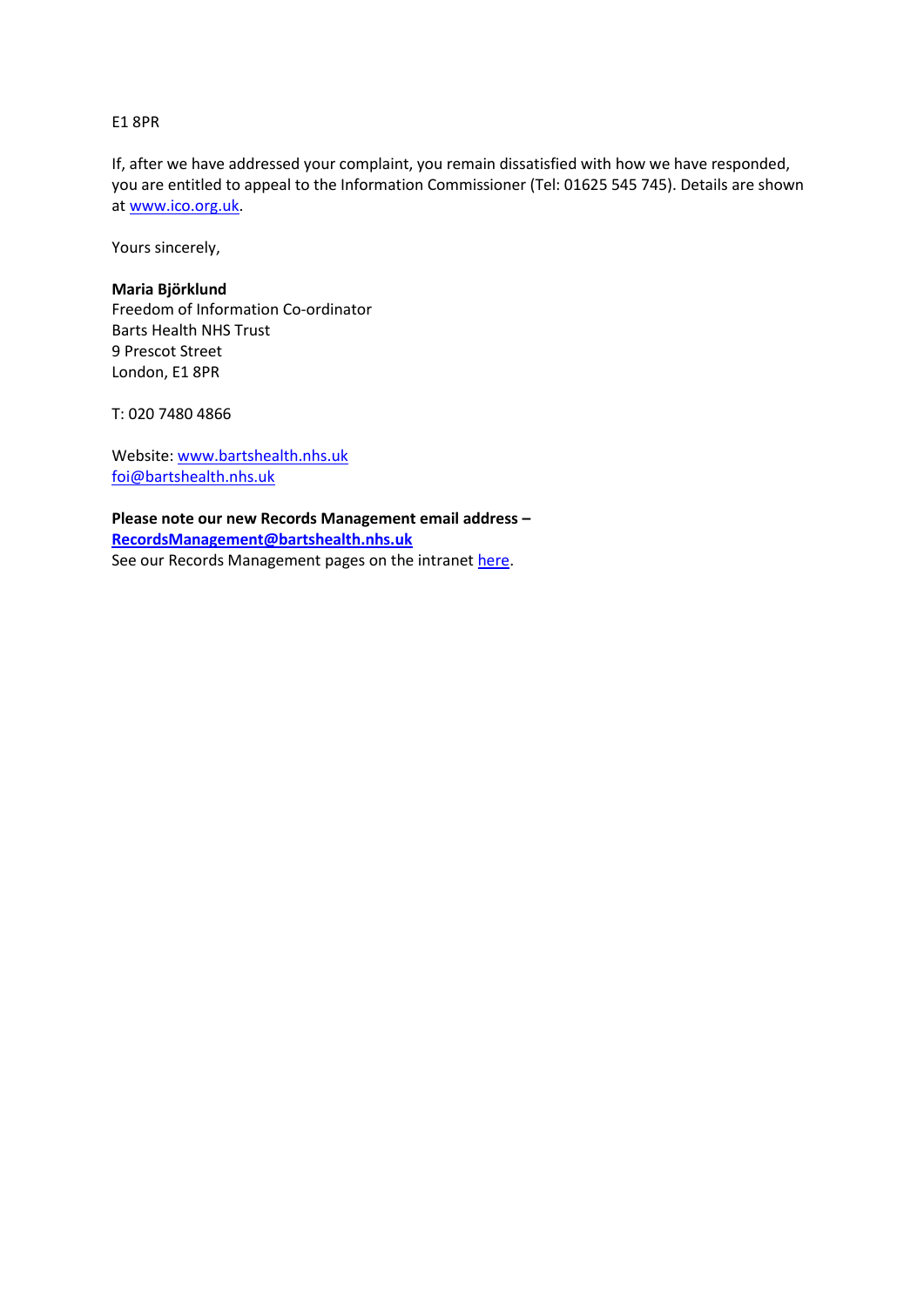E1 8PR

If, after we have addressed your complaint, you remain dissatisfied with how we have responded, you are entitled to appeal to the Information Commissioner (Tel: 01625 545 745). Details are shown at www.ico.org.uk.

Yours sincerely,

**Maria Björklund**
Freedom of Information Co-ordinator
Barts Health NHS Trust
9 Prescot Street
London, E1 8PR

T: 020 7480 4866

Website: www.bartshealth.nhs.uk
foi@bartshealth.nhs.uk

**Please note our new Records Management email address –**
**RecordsManagement@bartshealth.nhs.uk**
See our Records Management pages on the intranet here.